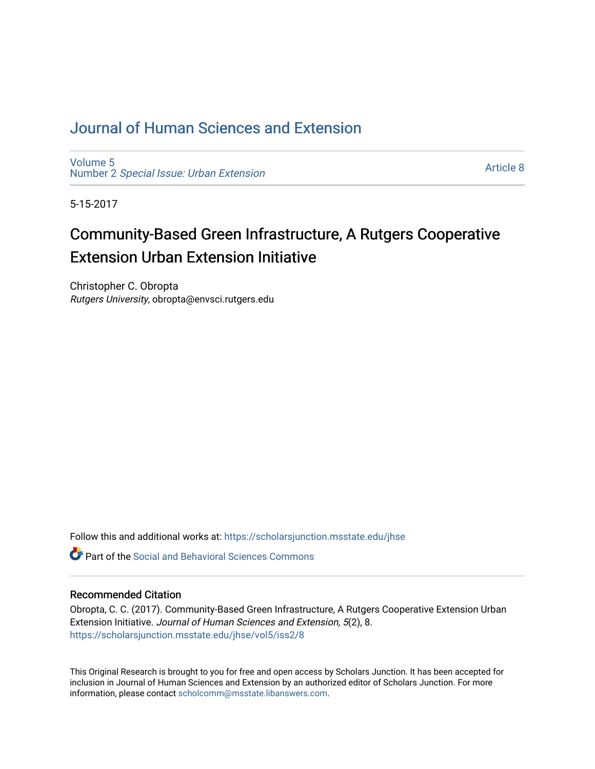# Journal of Human Sciences and Extension

Volume 5
Number 2 *Special Issue: Urban Extension*

Article 8

5-15-2017

## Community-Based Green Infrastructure, A Rutgers Cooperative Extension Urban Extension Initiative

Christopher C. Obropta
*Rutgers University*, obropta@envsci.rutgers.edu

Follow this and additional works at: https://scholarsjunction.msstate.edu/jhse

Part of the Social and Behavioral Sciences Commons

### Recommended Citation

Obropta, C. C. (2017). Community-Based Green Infrastructure, A Rutgers Cooperative Extension Urban Extension Initiative. *Journal of Human Sciences and Extension, 5*(2), 8.
https://scholarsjunction.msstate.edu/jhse/vol5/iss2/8

This Original Research is brought to you for free and open access by Scholars Junction. It has been accepted for inclusion in Journal of Human Sciences and Extension by an authorized editor of Scholars Junction. For more information, please contact scholcomm@msstate.libanswers.com.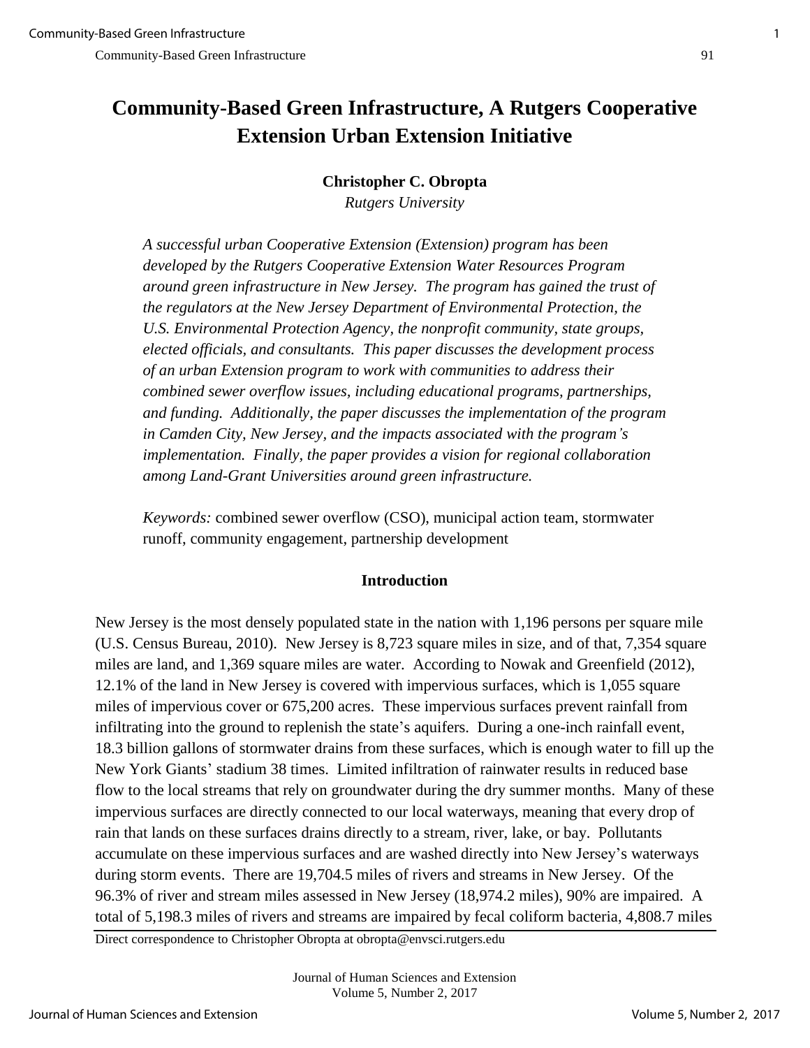# Community-Based Green Infrastructure, A Rutgers Cooperative Extension Urban Extension Initiative

**Christopher C. Obropta**

*Rutgers University*

*A successful urban Cooperative Extension (Extension) program has been developed by the Rutgers Cooperative Extension Water Resources Program around green infrastructure in New Jersey. The program has gained the trust of the regulators at the New Jersey Department of Environmental Protection, the U.S. Environmental Protection Agency, the nonprofit community, state groups, elected officials, and consultants. This paper discusses the development process of an urban Extension program to work with communities to address their combined sewer overflow issues, including educational programs, partnerships, and funding. Additionally, the paper discusses the implementation of the program in Camden City, New Jersey, and the impacts associated with the program's implementation. Finally, the paper provides a vision for regional collaboration among Land-Grant Universities around green infrastructure.*

*Keywords:* combined sewer overflow (CSO), municipal action team, stormwater runoff, community engagement, partnership development

## Introduction

New Jersey is the most densely populated state in the nation with 1,196 persons per square mile (U.S. Census Bureau, 2010). New Jersey is 8,723 square miles in size, and of that, 7,354 square miles are land, and 1,369 square miles are water. According to Nowak and Greenfield (2012), 12.1% of the land in New Jersey is covered with impervious surfaces, which is 1,055 square miles of impervious cover or 675,200 acres. These impervious surfaces prevent rainfall from infiltrating into the ground to replenish the state's aquifers. During a one-inch rainfall event, 18.3 billion gallons of stormwater drains from these surfaces, which is enough water to fill up the New York Giants' stadium 38 times. Limited infiltration of rainwater results in reduced base flow to the local streams that rely on groundwater during the dry summer months. Many of these impervious surfaces are directly connected to our local waterways, meaning that every drop of rain that lands on these surfaces drains directly to a stream, river, lake, or bay. Pollutants accumulate on these impervious surfaces and are washed directly into New Jersey's waterways during storm events. There are 19,704.5 miles of rivers and streams in New Jersey. Of the 96.3% of river and stream miles assessed in New Jersey (18,974.2 miles), 90% are impaired. A total of 5,198.3 miles of rivers and streams are impaired by fecal coliform bacteria, 4,808.7 miles

Direct correspondence to Christopher Obropta at obropta@envsci.rutgers.edu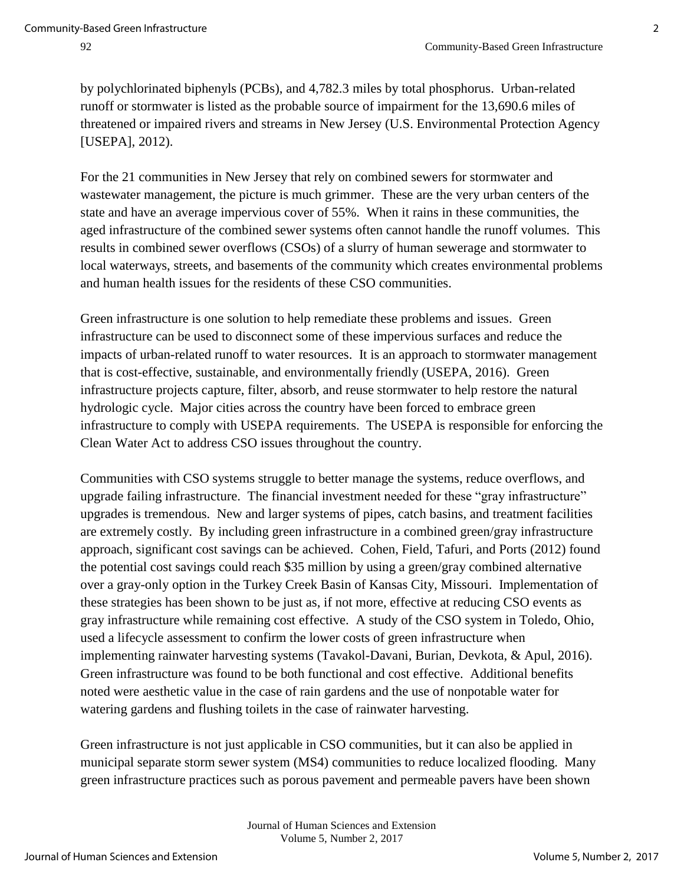by polychlorinated biphenyls (PCBs), and 4,782.3 miles by total phosphorus. Urban-related runoff or stormwater is listed as the probable source of impairment for the 13,690.6 miles of threatened or impaired rivers and streams in New Jersey (U.S. Environmental Protection Agency [USEPA], 2012).

For the 21 communities in New Jersey that rely on combined sewers for stormwater and wastewater management, the picture is much grimmer. These are the very urban centers of the state and have an average impervious cover of 55%. When it rains in these communities, the aged infrastructure of the combined sewer systems often cannot handle the runoff volumes. This results in combined sewer overflows (CSOs) of a slurry of human sewerage and stormwater to local waterways, streets, and basements of the community which creates environmental problems and human health issues for the residents of these CSO communities.

Green infrastructure is one solution to help remediate these problems and issues. Green infrastructure can be used to disconnect some of these impervious surfaces and reduce the impacts of urban-related runoff to water resources. It is an approach to stormwater management that is cost-effective, sustainable, and environmentally friendly (USEPA, 2016). Green infrastructure projects capture, filter, absorb, and reuse stormwater to help restore the natural hydrologic cycle. Major cities across the country have been forced to embrace green infrastructure to comply with USEPA requirements. The USEPA is responsible for enforcing the Clean Water Act to address CSO issues throughout the country.

Communities with CSO systems struggle to better manage the systems, reduce overflows, and upgrade failing infrastructure. The financial investment needed for these "gray infrastructure" upgrades is tremendous. New and larger systems of pipes, catch basins, and treatment facilities are extremely costly. By including green infrastructure in a combined green/gray infrastructure approach, significant cost savings can be achieved. Cohen, Field, Tafuri, and Ports (2012) found the potential cost savings could reach $35 million by using a green/gray combined alternative over a gray-only option in the Turkey Creek Basin of Kansas City, Missouri. Implementation of these strategies has been shown to be just as, if not more, effective at reducing CSO events as gray infrastructure while remaining cost effective. A study of the CSO system in Toledo, Ohio, used a lifecycle assessment to confirm the lower costs of green infrastructure when implementing rainwater harvesting systems (Tavakol-Davani, Burian, Devkota, & Apul, 2016). Green infrastructure was found to be both functional and cost effective. Additional benefits noted were aesthetic value in the case of rain gardens and the use of nonpotable water for watering gardens and flushing toilets in the case of rainwater harvesting.

Green infrastructure is not just applicable in CSO communities, but it can also be applied in municipal separate storm sewer system (MS4) communities to reduce localized flooding. Many green infrastructure practices such as porous pavement and permeable pavers have been shown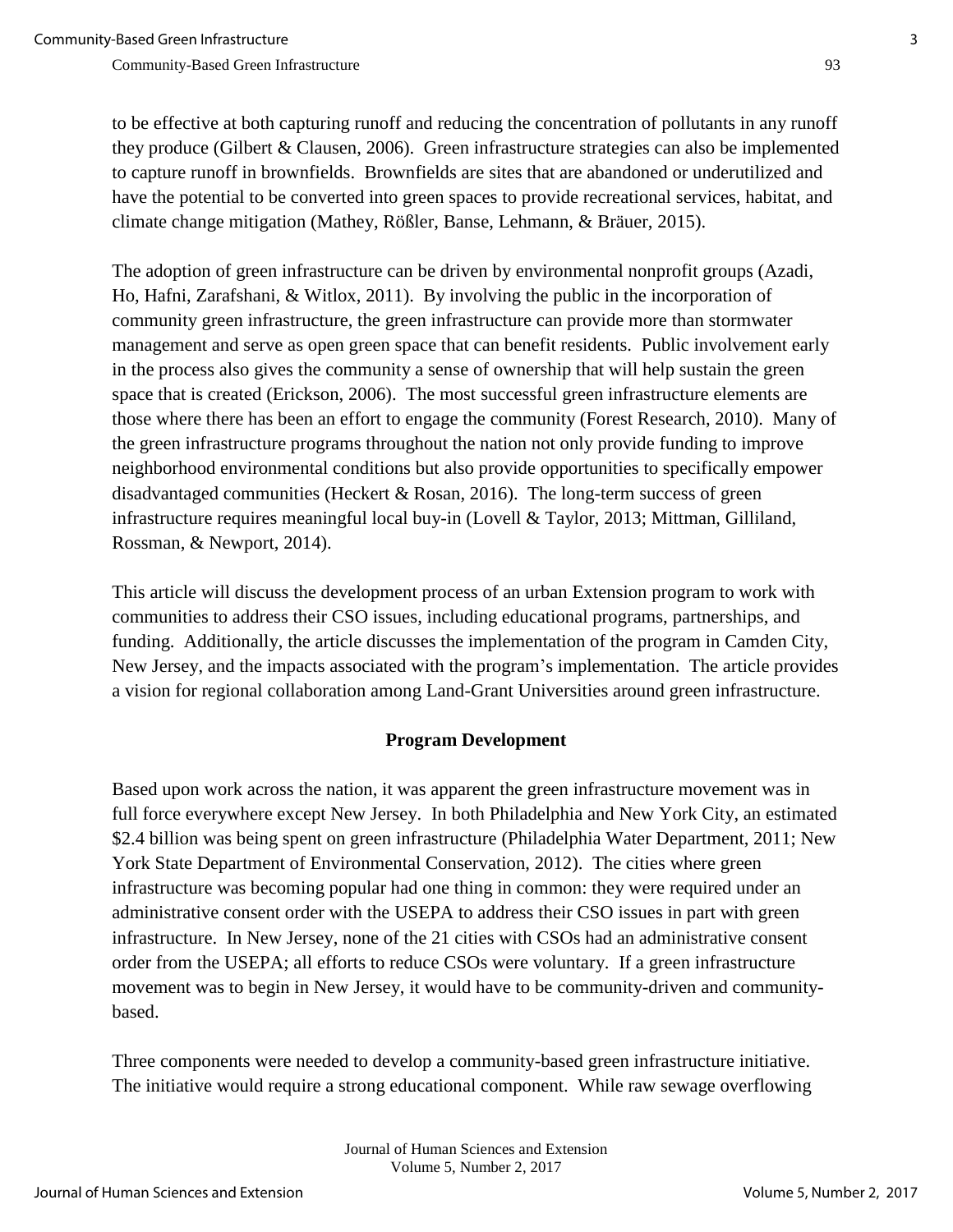to be effective at both capturing runoff and reducing the concentration of pollutants in any runoff they produce (Gilbert & Clausen, 2006). Green infrastructure strategies can also be implemented to capture runoff in brownfields. Brownfields are sites that are abandoned or underutilized and have the potential to be converted into green spaces to provide recreational services, habitat, and climate change mitigation (Mathey, Rößler, Banse, Lehmann, & Bräuer, 2015).

The adoption of green infrastructure can be driven by environmental nonprofit groups (Azadi, Ho, Hafni, Zarafshani, & Witlox, 2011). By involving the public in the incorporation of community green infrastructure, the green infrastructure can provide more than stormwater management and serve as open green space that can benefit residents. Public involvement early in the process also gives the community a sense of ownership that will help sustain the green space that is created (Erickson, 2006). The most successful green infrastructure elements are those where there has been an effort to engage the community (Forest Research, 2010). Many of the green infrastructure programs throughout the nation not only provide funding to improve neighborhood environmental conditions but also provide opportunities to specifically empower disadvantaged communities (Heckert & Rosan, 2016). The long-term success of green infrastructure requires meaningful local buy-in (Lovell & Taylor, 2013; Mittman, Gilliland, Rossman, & Newport, 2014).

This article will discuss the development process of an urban Extension program to work with communities to address their CSO issues, including educational programs, partnerships, and funding. Additionally, the article discusses the implementation of the program in Camden City, New Jersey, and the impacts associated with the program's implementation. The article provides a vision for regional collaboration among Land-Grant Universities around green infrastructure.

## Program Development

Based upon work across the nation, it was apparent the green infrastructure movement was in full force everywhere except New Jersey. In both Philadelphia and New York City, an estimated $2.4 billion was being spent on green infrastructure (Philadelphia Water Department, 2011; New York State Department of Environmental Conservation, 2012). The cities where green infrastructure was becoming popular had one thing in common: they were required under an administrative consent order with the USEPA to address their CSO issues in part with green infrastructure. In New Jersey, none of the 21 cities with CSOs had an administrative consent order from the USEPA; all efforts to reduce CSOs were voluntary. If a green infrastructure movement was to begin in New Jersey, it would have to be community-driven and community-based.

Three components were needed to develop a community-based green infrastructure initiative. The initiative would require a strong educational component. While raw sewage overflowing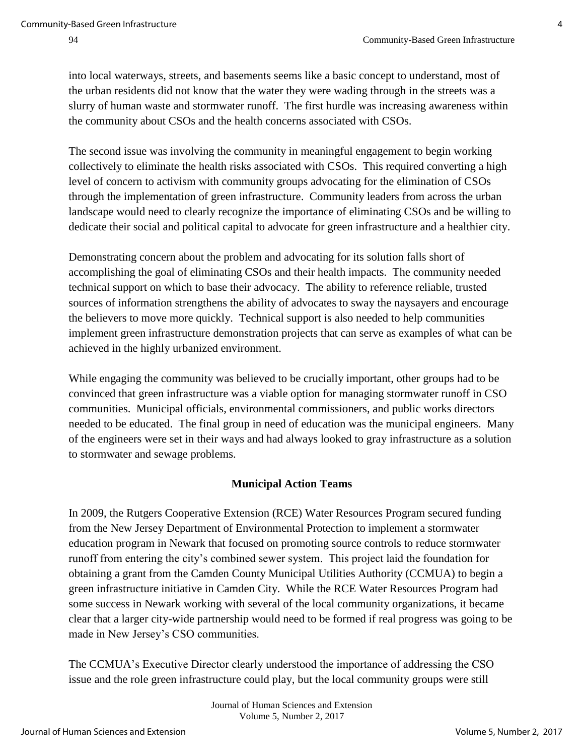into local waterways, streets, and basements seems like a basic concept to understand, most of the urban residents did not know that the water they were wading through in the streets was a slurry of human waste and stormwater runoff. The first hurdle was increasing awareness within the community about CSOs and the health concerns associated with CSOs.

The second issue was involving the community in meaningful engagement to begin working collectively to eliminate the health risks associated with CSOs. This required converting a high level of concern to activism with community groups advocating for the elimination of CSOs through the implementation of green infrastructure. Community leaders from across the urban landscape would need to clearly recognize the importance of eliminating CSOs and be willing to dedicate their social and political capital to advocate for green infrastructure and a healthier city.

Demonstrating concern about the problem and advocating for its solution falls short of accomplishing the goal of eliminating CSOs and their health impacts. The community needed technical support on which to base their advocacy. The ability to reference reliable, trusted sources of information strengthens the ability of advocates to sway the naysayers and encourage the believers to move more quickly. Technical support is also needed to help communities implement green infrastructure demonstration projects that can serve as examples of what can be achieved in the highly urbanized environment.

While engaging the community was believed to be crucially important, other groups had to be convinced that green infrastructure was a viable option for managing stormwater runoff in CSO communities. Municipal officials, environmental commissioners, and public works directors needed to be educated. The final group in need of education was the municipal engineers. Many of the engineers were set in their ways and had always looked to gray infrastructure as a solution to stormwater and sewage problems.

## Municipal Action Teams

In 2009, the Rutgers Cooperative Extension (RCE) Water Resources Program secured funding from the New Jersey Department of Environmental Protection to implement a stormwater education program in Newark that focused on promoting source controls to reduce stormwater runoff from entering the city's combined sewer system. This project laid the foundation for obtaining a grant from the Camden County Municipal Utilities Authority (CCMUA) to begin a green infrastructure initiative in Camden City. While the RCE Water Resources Program had some success in Newark working with several of the local community organizations, it became clear that a larger city-wide partnership would need to be formed if real progress was going to be made in New Jersey's CSO communities.

The CCMUA's Executive Director clearly understood the importance of addressing the CSO issue and the role green infrastructure could play, but the local community groups were still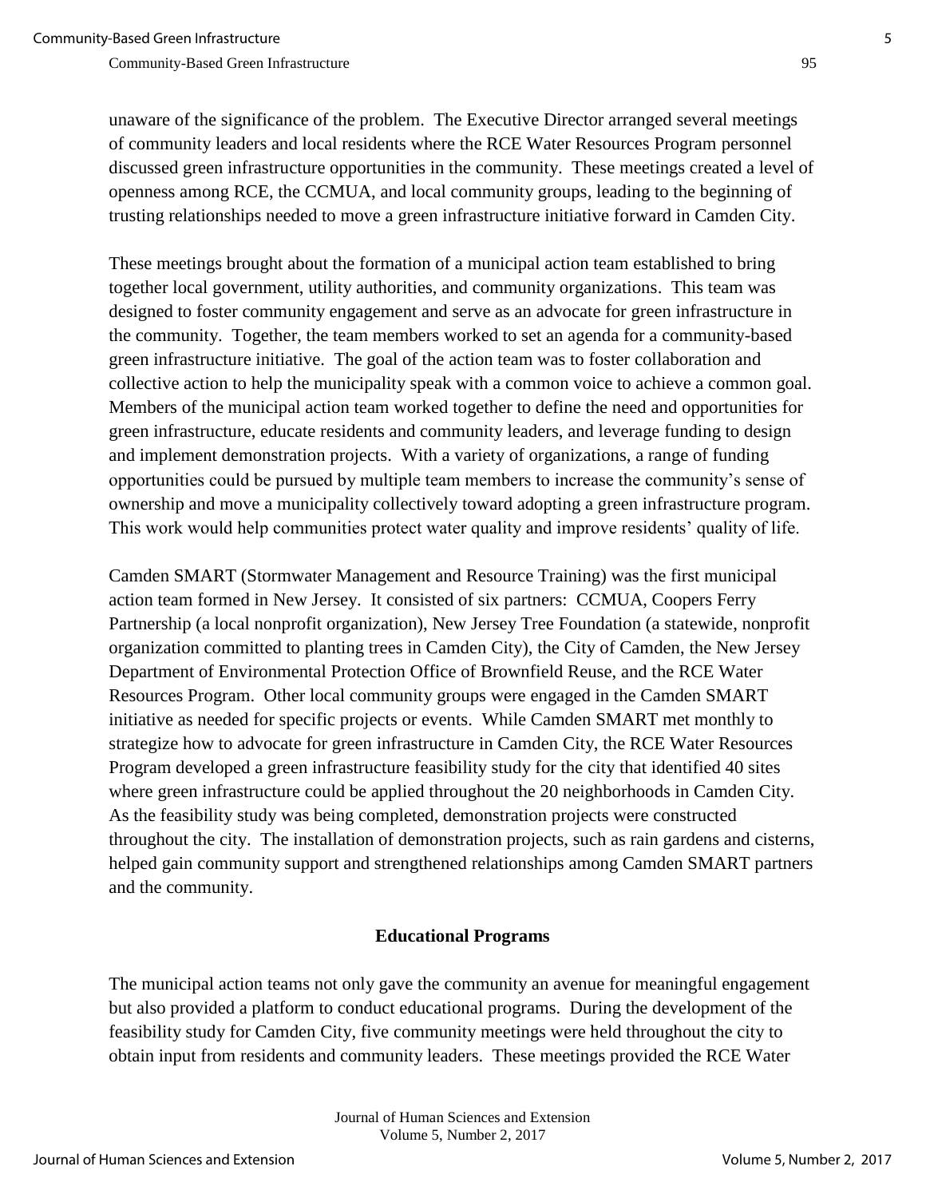unaware of the significance of the problem. The Executive Director arranged several meetings of community leaders and local residents where the RCE Water Resources Program personnel discussed green infrastructure opportunities in the community. These meetings created a level of openness among RCE, the CCMUA, and local community groups, leading to the beginning of trusting relationships needed to move a green infrastructure initiative forward in Camden City.

These meetings brought about the formation of a municipal action team established to bring together local government, utility authorities, and community organizations. This team was designed to foster community engagement and serve as an advocate for green infrastructure in the community. Together, the team members worked to set an agenda for a community-based green infrastructure initiative. The goal of the action team was to foster collaboration and collective action to help the municipality speak with a common voice to achieve a common goal. Members of the municipal action team worked together to define the need and opportunities for green infrastructure, educate residents and community leaders, and leverage funding to design and implement demonstration projects. With a variety of organizations, a range of funding opportunities could be pursued by multiple team members to increase the community's sense of ownership and move a municipality collectively toward adopting a green infrastructure program. This work would help communities protect water quality and improve residents' quality of life.

Camden SMART (Stormwater Management and Resource Training) was the first municipal action team formed in New Jersey. It consisted of six partners: CCMUA, Coopers Ferry Partnership (a local nonprofit organization), New Jersey Tree Foundation (a statewide, nonprofit organization committed to planting trees in Camden City), the City of Camden, the New Jersey Department of Environmental Protection Office of Brownfield Reuse, and the RCE Water Resources Program. Other local community groups were engaged in the Camden SMART initiative as needed for specific projects or events. While Camden SMART met monthly to strategize how to advocate for green infrastructure in Camden City, the RCE Water Resources Program developed a green infrastructure feasibility study for the city that identified 40 sites where green infrastructure could be applied throughout the 20 neighborhoods in Camden City. As the feasibility study was being completed, demonstration projects were constructed throughout the city. The installation of demonstration projects, such as rain gardens and cisterns, helped gain community support and strengthened relationships among Camden SMART partners and the community.

## Educational Programs

The municipal action teams not only gave the community an avenue for meaningful engagement but also provided a platform to conduct educational programs. During the development of the feasibility study for Camden City, five community meetings were held throughout the city to obtain input from residents and community leaders. These meetings provided the RCE Water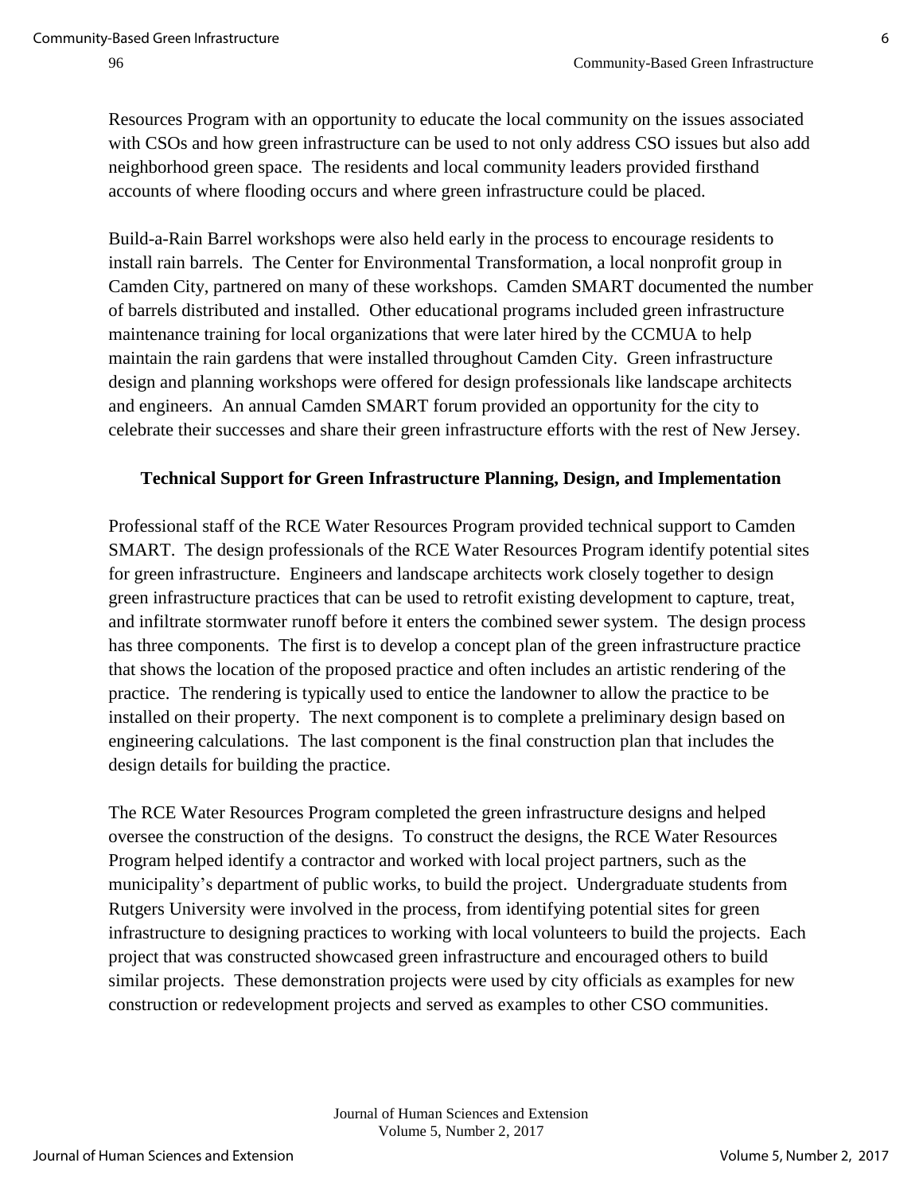Resources Program with an opportunity to educate the local community on the issues associated with CSOs and how green infrastructure can be used to not only address CSO issues but also add neighborhood green space. The residents and local community leaders provided firsthand accounts of where flooding occurs and where green infrastructure could be placed.

Build-a-Rain Barrel workshops were also held early in the process to encourage residents to install rain barrels. The Center for Environmental Transformation, a local nonprofit group in Camden City, partnered on many of these workshops. Camden SMART documented the number of barrels distributed and installed. Other educational programs included green infrastructure maintenance training for local organizations that were later hired by the CCMUA to help maintain the rain gardens that were installed throughout Camden City. Green infrastructure design and planning workshops were offered for design professionals like landscape architects and engineers. An annual Camden SMART forum provided an opportunity for the city to celebrate their successes and share their green infrastructure efforts with the rest of New Jersey.

### Technical Support for Green Infrastructure Planning, Design, and Implementation

Professional staff of the RCE Water Resources Program provided technical support to Camden SMART. The design professionals of the RCE Water Resources Program identify potential sites for green infrastructure. Engineers and landscape architects work closely together to design green infrastructure practices that can be used to retrofit existing development to capture, treat, and infiltrate stormwater runoff before it enters the combined sewer system. The design process has three components. The first is to develop a concept plan of the green infrastructure practice that shows the location of the proposed practice and often includes an artistic rendering of the practice. The rendering is typically used to entice the landowner to allow the practice to be installed on their property. The next component is to complete a preliminary design based on engineering calculations. The last component is the final construction plan that includes the design details for building the practice.

The RCE Water Resources Program completed the green infrastructure designs and helped oversee the construction of the designs. To construct the designs, the RCE Water Resources Program helped identify a contractor and worked with local project partners, such as the municipality's department of public works, to build the project. Undergraduate students from Rutgers University were involved in the process, from identifying potential sites for green infrastructure to designing practices to working with local volunteers to build the projects. Each project that was constructed showcased green infrastructure and encouraged others to build similar projects. These demonstration projects were used by city officials as examples for new construction or redevelopment projects and served as examples to other CSO communities.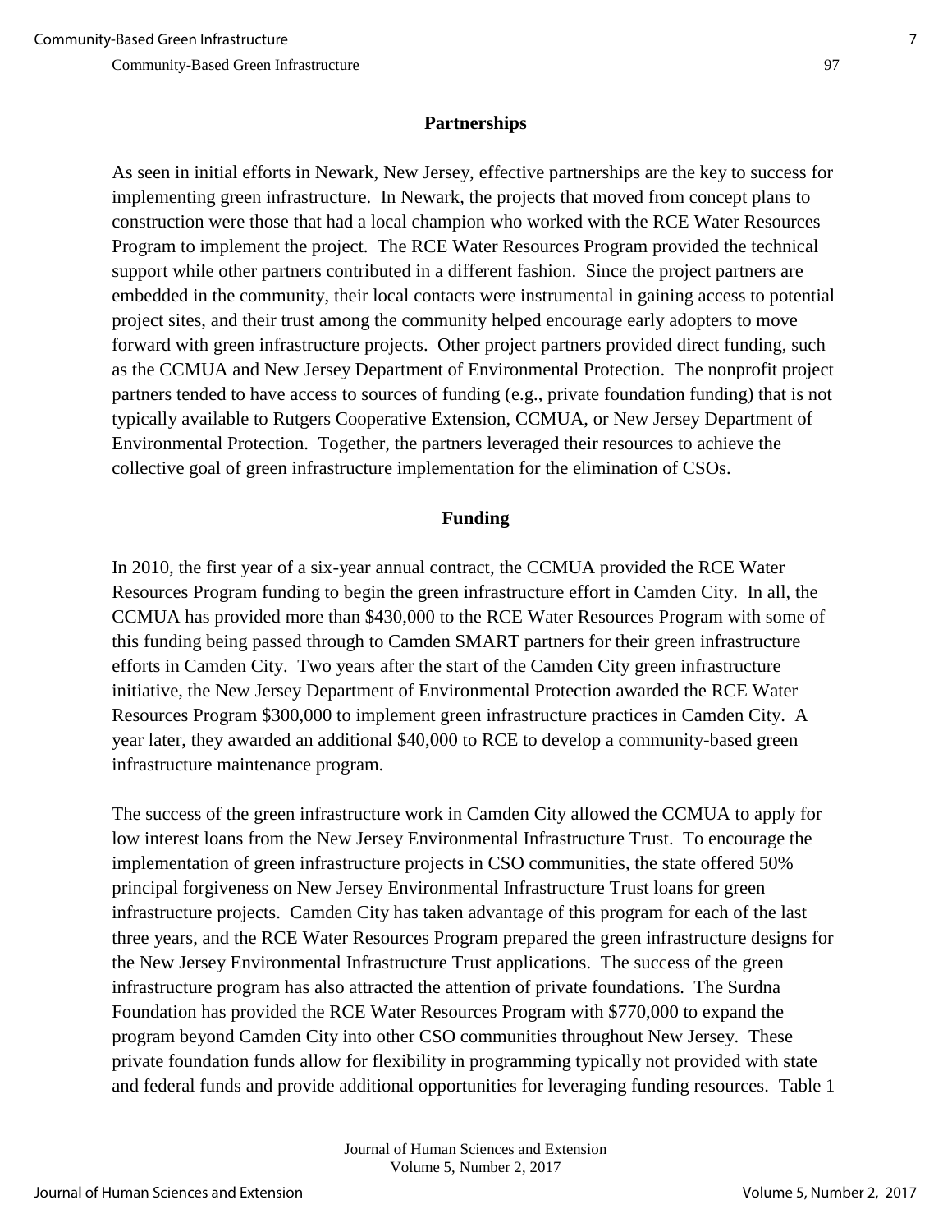## Partnerships

As seen in initial efforts in Newark, New Jersey, effective partnerships are the key to success for implementing green infrastructure. In Newark, the projects that moved from concept plans to construction were those that had a local champion who worked with the RCE Water Resources Program to implement the project. The RCE Water Resources Program provided the technical support while other partners contributed in a different fashion. Since the project partners are embedded in the community, their local contacts were instrumental in gaining access to potential project sites, and their trust among the community helped encourage early adopters to move forward with green infrastructure projects. Other project partners provided direct funding, such as the CCMUA and New Jersey Department of Environmental Protection. The nonprofit project partners tended to have access to sources of funding (e.g., private foundation funding) that is not typically available to Rutgers Cooperative Extension, CCMUA, or New Jersey Department of Environmental Protection. Together, the partners leveraged their resources to achieve the collective goal of green infrastructure implementation for the elimination of CSOs.

## Funding

In 2010, the first year of a six-year annual contract, the CCMUA provided the RCE Water Resources Program funding to begin the green infrastructure effort in Camden City. In all, the CCMUA has provided more than $430,000 to the RCE Water Resources Program with some of this funding being passed through to Camden SMART partners for their green infrastructure efforts in Camden City. Two years after the start of the Camden City green infrastructure initiative, the New Jersey Department of Environmental Protection awarded the RCE Water Resources Program $300,000 to implement green infrastructure practices in Camden City. A year later, they awarded an additional $40,000 to RCE to develop a community-based green infrastructure maintenance program.

The success of the green infrastructure work in Camden City allowed the CCMUA to apply for low interest loans from the New Jersey Environmental Infrastructure Trust. To encourage the implementation of green infrastructure projects in CSO communities, the state offered 50% principal forgiveness on New Jersey Environmental Infrastructure Trust loans for green infrastructure projects. Camden City has taken advantage of this program for each of the last three years, and the RCE Water Resources Program prepared the green infrastructure designs for the New Jersey Environmental Infrastructure Trust applications. The success of the green infrastructure program has also attracted the attention of private foundations. The Surdna Foundation has provided the RCE Water Resources Program with $770,000 to expand the program beyond Camden City into other CSO communities throughout New Jersey. These private foundation funds allow for flexibility in programming typically not provided with state and federal funds and provide additional opportunities for leveraging funding resources. Table 1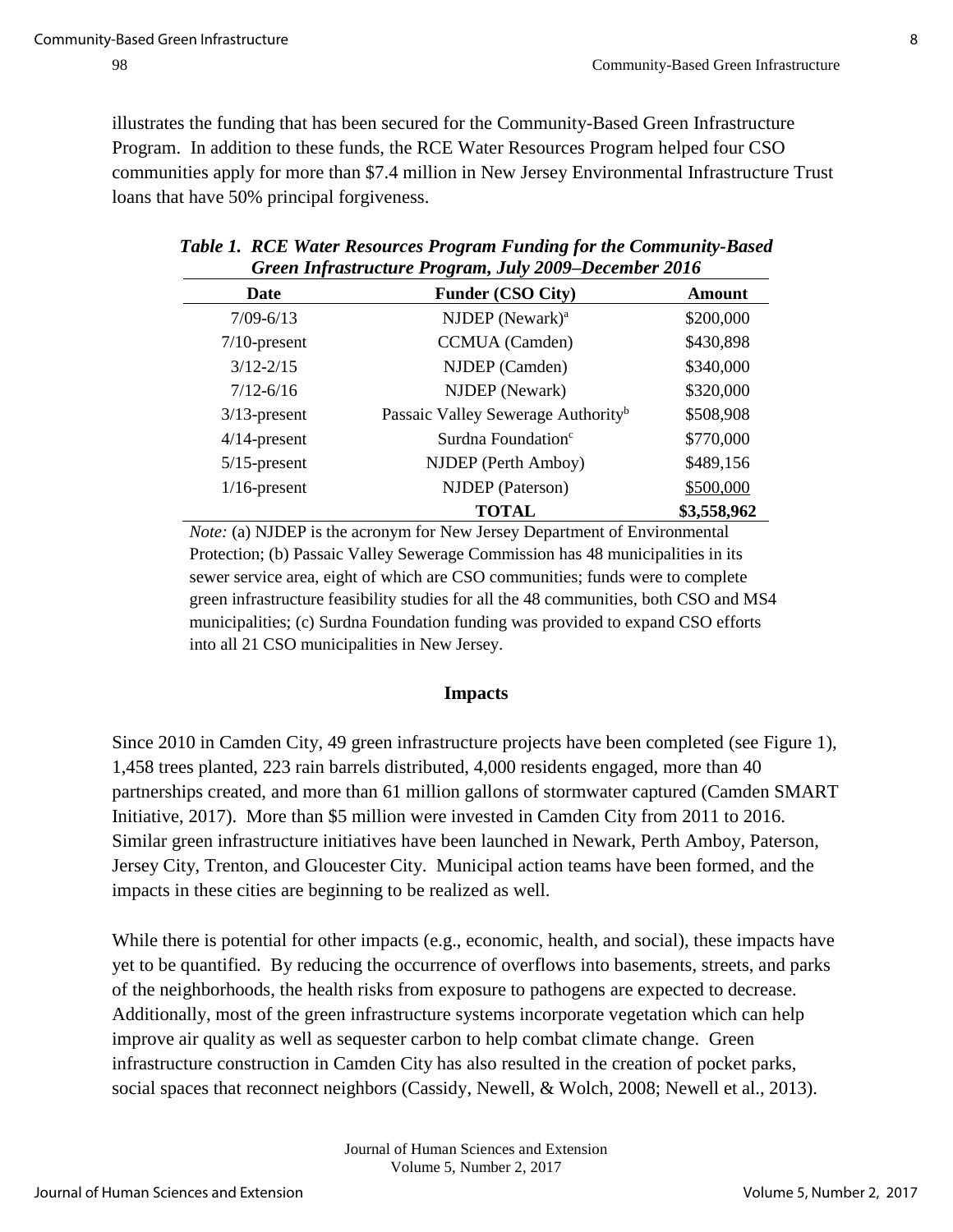illustrates the funding that has been secured for the Community-Based Green Infrastructure Program. In addition to these funds, the RCE Water Resources Program helped four CSO communities apply for more than $7.4 million in New Jersey Environmental Infrastructure Trust loans that have 50% principal forgiveness.

***Table 1. RCE Water Resources Program Funding for the Community-Based Green Infrastructure Program, July 2009–December 2016***

| Date | Funder (CSO City) | Amount |
|---|---|---|
| 7/09-6/13 | NJDEP (Newark)[a] | $200,000 |
| 7/10-present | CCMUA (Camden) | $430,898 |
| 3/12-2/15 | NJDEP (Camden) | $340,000 |
| 7/12-6/16 | NJDEP (Newark) | $320,000 |
| 3/13-present | Passaic Valley Sewerage Authority[b] | $508,908 |
| 4/14-present | Surdna Foundation[c] | $770,000 |
| 5/15-present | NJDEP (Perth Amboy) | $489,156 |
| 1/16-present | NJDEP (Paterson) | $500,000 |
| | **TOTAL** | **$3,558,962** |

*Note:* (a) NJDEP is the acronym for New Jersey Department of Environmental Protection; (b) Passaic Valley Sewerage Commission has 48 municipalities in its sewer service area, eight of which are CSO communities; funds were to complete green infrastructure feasibility studies for all the 48 communities, both CSO and MS4 municipalities; (c) Surdna Foundation funding was provided to expand CSO efforts into all 21 CSO municipalities in New Jersey.

## Impacts

Since 2010 in Camden City, 49 green infrastructure projects have been completed (see Figure 1), 1,458 trees planted, 223 rain barrels distributed, 4,000 residents engaged, more than 40 partnerships created, and more than 61 million gallons of stormwater captured (Camden SMART Initiative, 2017). More than $5 million were invested in Camden City from 2011 to 2016. Similar green infrastructure initiatives have been launched in Newark, Perth Amboy, Paterson, Jersey City, Trenton, and Gloucester City. Municipal action teams have been formed, and the impacts in these cities are beginning to be realized as well.

While there is potential for other impacts (e.g., economic, health, and social), these impacts have yet to be quantified. By reducing the occurrence of overflows into basements, streets, and parks of the neighborhoods, the health risks from exposure to pathogens are expected to decrease. Additionally, most of the green infrastructure systems incorporate vegetation which can help improve air quality as well as sequester carbon to help combat climate change. Green infrastructure construction in Camden City has also resulted in the creation of pocket parks, social spaces that reconnect neighbors (Cassidy, Newell, & Wolch, 2008; Newell et al., 2013).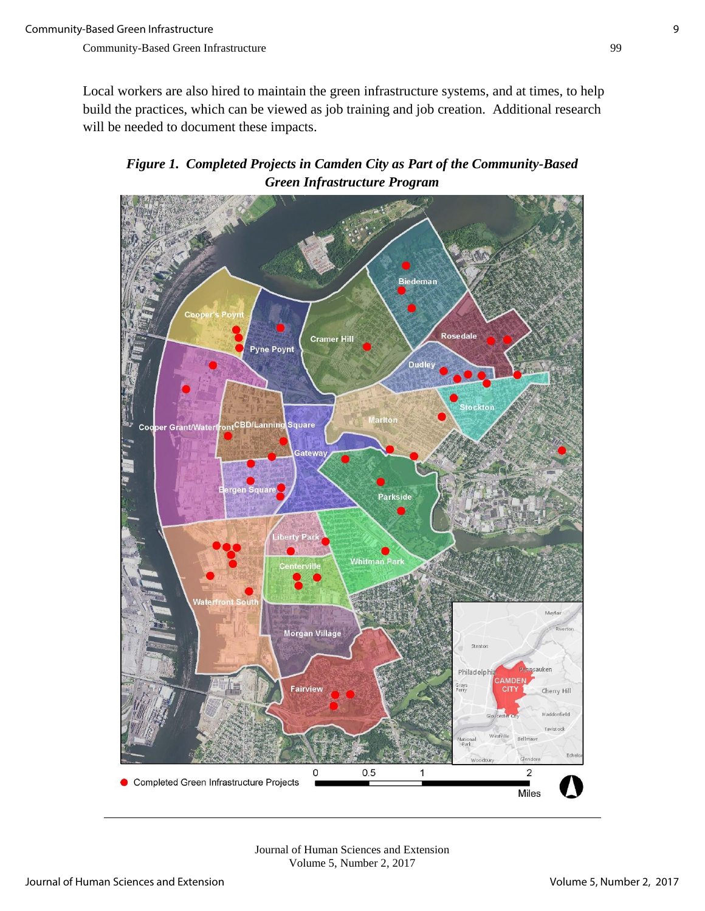Local workers are also hired to maintain the green infrastructure systems, and at times, to help build the practices, which can be viewed as job training and job creation. Additional research will be needed to document these impacts.

***Figure 1. Completed Projects in Camden City as Part of the Community-Based Green Infrastructure Program***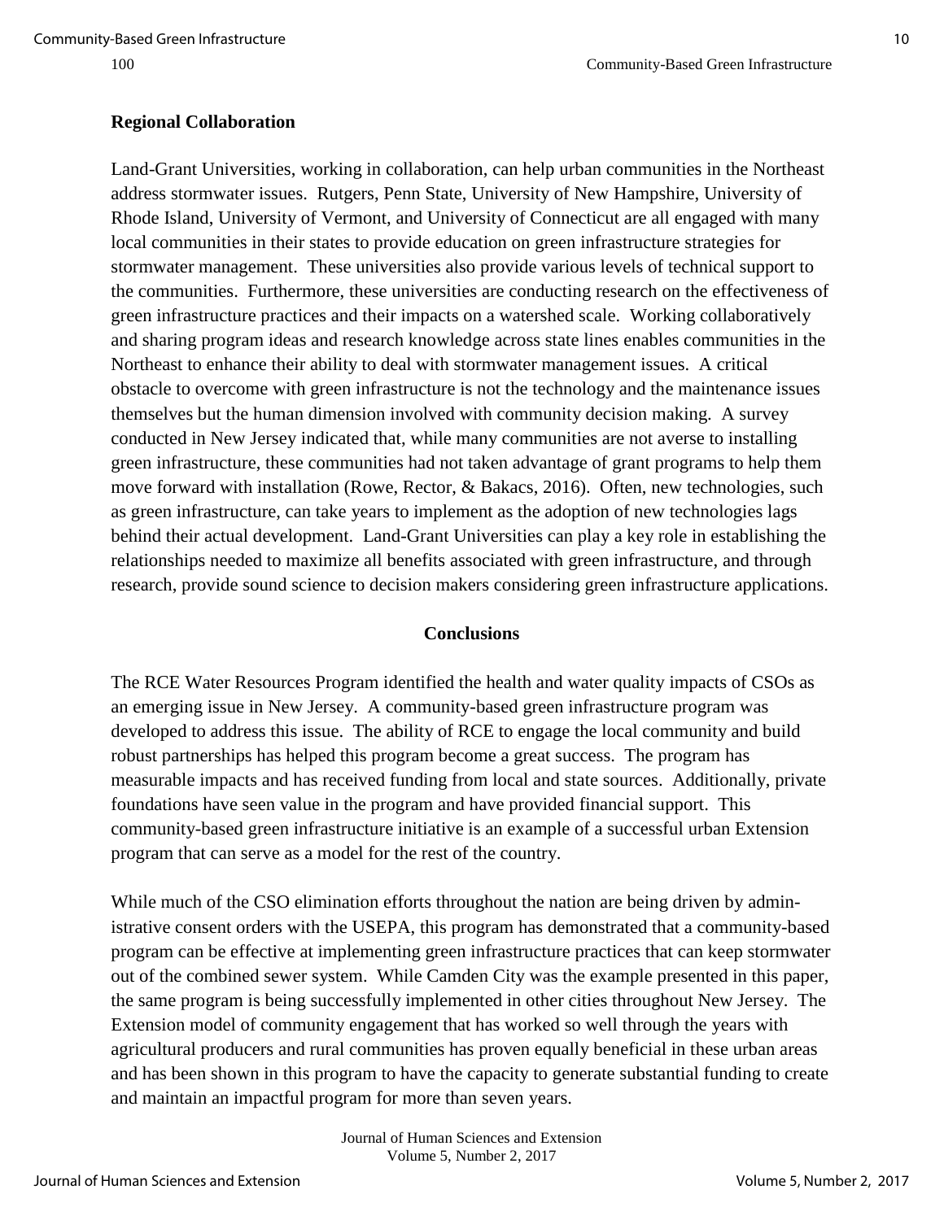## Regional Collaboration

Land-Grant Universities, working in collaboration, can help urban communities in the Northeast address stormwater issues. Rutgers, Penn State, University of New Hampshire, University of Rhode Island, University of Vermont, and University of Connecticut are all engaged with many local communities in their states to provide education on green infrastructure strategies for stormwater management. These universities also provide various levels of technical support to the communities. Furthermore, these universities are conducting research on the effectiveness of green infrastructure practices and their impacts on a watershed scale. Working collaboratively and sharing program ideas and research knowledge across state lines enables communities in the Northeast to enhance their ability to deal with stormwater management issues. A critical obstacle to overcome with green infrastructure is not the technology and the maintenance issues themselves but the human dimension involved with community decision making. A survey conducted in New Jersey indicated that, while many communities are not averse to installing green infrastructure, these communities had not taken advantage of grant programs to help them move forward with installation (Rowe, Rector, & Bakacs, 2016). Often, new technologies, such as green infrastructure, can take years to implement as the adoption of new technologies lags behind their actual development. Land-Grant Universities can play a key role in establishing the relationships needed to maximize all benefits associated with green infrastructure, and through research, provide sound science to decision makers considering green infrastructure applications.

## Conclusions

The RCE Water Resources Program identified the health and water quality impacts of CSOs as an emerging issue in New Jersey. A community-based green infrastructure program was developed to address this issue. The ability of RCE to engage the local community and build robust partnerships has helped this program become a great success. The program has measurable impacts and has received funding from local and state sources. Additionally, private foundations have seen value in the program and have provided financial support. This community-based green infrastructure initiative is an example of a successful urban Extension program that can serve as a model for the rest of the country.

While much of the CSO elimination efforts throughout the nation are being driven by administrative consent orders with the USEPA, this program has demonstrated that a community-based program can be effective at implementing green infrastructure practices that can keep stormwater out of the combined sewer system. While Camden City was the example presented in this paper, the same program is being successfully implemented in other cities throughout New Jersey. The Extension model of community engagement that has worked so well through the years with agricultural producers and rural communities has proven equally beneficial in these urban areas and has been shown in this program to have the capacity to generate substantial funding to create and maintain an impactful program for more than seven years.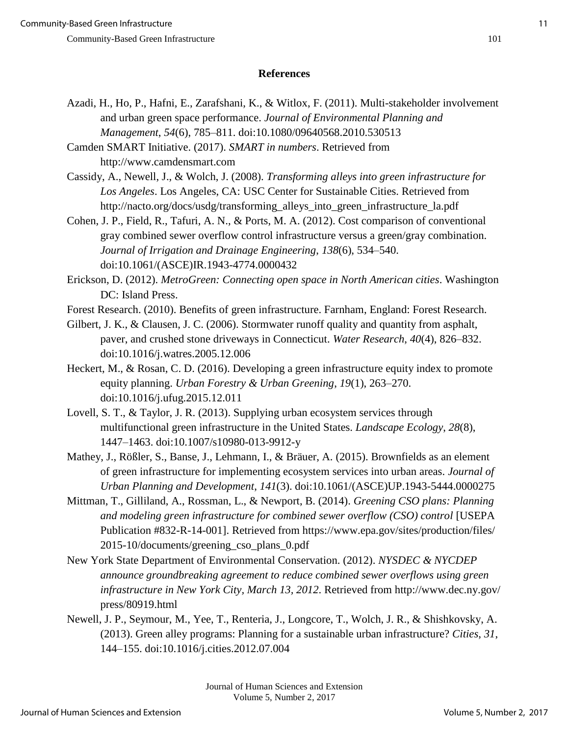## References

Azadi, H., Ho, P., Hafni, E., Zarafshani, K., & Witlox, F. (2011). Multi-stakeholder involvement and urban green space performance. *Journal of Environmental Planning and Management*, *54*(6), 785–811. doi:10.1080/09640568.2010.530513

Camden SMART Initiative. (2017). *SMART in numbers*. Retrieved from http://www.camdensmart.com

Cassidy, A., Newell, J., & Wolch, J. (2008). *Transforming alleys into green infrastructure for Los Angeles*. Los Angeles, CA: USC Center for Sustainable Cities. Retrieved from http://nacto.org/docs/usdg/transforming_alleys_into_green_infrastructure_la.pdf

Cohen, J. P., Field, R., Tafuri, A. N., & Ports, M. A. (2012). Cost comparison of conventional gray combined sewer overflow control infrastructure versus a green/gray combination. *Journal of Irrigation and Drainage Engineering*, *138*(6), 534–540. doi:10.1061/(ASCE)IR.1943-4774.0000432

Erickson, D. (2012). *MetroGreen: Connecting open space in North American cities*. Washington DC: Island Press.

Forest Research. (2010). Benefits of green infrastructure. Farnham, England: Forest Research.

Gilbert, J. K., & Clausen, J. C. (2006). Stormwater runoff quality and quantity from asphalt, paver, and crushed stone driveways in Connecticut. *Water Research*, *40*(4), 826–832. doi:10.1016/j.watres.2005.12.006

Heckert, M., & Rosan, C. D. (2016). Developing a green infrastructure equity index to promote equity planning. *Urban Forestry & Urban Greening*, *19*(1), 263–270. doi:10.1016/j.ufug.2015.12.011

Lovell, S. T., & Taylor, J. R. (2013). Supplying urban ecosystem services through multifunctional green infrastructure in the United States. *Landscape Ecology*, *28*(8), 1447–1463. doi:10.1007/s10980-013-9912-y

Mathey, J., Rößler, S., Banse, J., Lehmann, I., & Bräuer, A. (2015). Brownfields as an element of green infrastructure for implementing ecosystem services into urban areas. *Journal of Urban Planning and Development*, *141*(3). doi:10.1061/(ASCE)UP.1943-5444.0000275

Mittman, T., Gilliland, A., Rossman, L., & Newport, B. (2014). *Greening CSO plans: Planning and modeling green infrastructure for combined sewer overflow (CSO) control* [USEPA Publication #832-R-14-001]. Retrieved from https://www.epa.gov/sites/production/files/2015-10/documents/greening_cso_plans_0.pdf

New York State Department of Environmental Conservation. (2012). *NYSDEC & NYCDEP announce groundbreaking agreement to reduce combined sewer overflows using green infrastructure in New York City, March 13, 2012*. Retrieved from http://www.dec.ny.gov/press/80919.html

Newell, J. P., Seymour, M., Yee, T., Renteria, J., Longcore, T., Wolch, J. R., & Shishkovsky, A. (2013). Green alley programs: Planning for a sustainable urban infrastructure? *Cities*, *31*, 144–155. doi:10.1016/j.cities.2012.07.004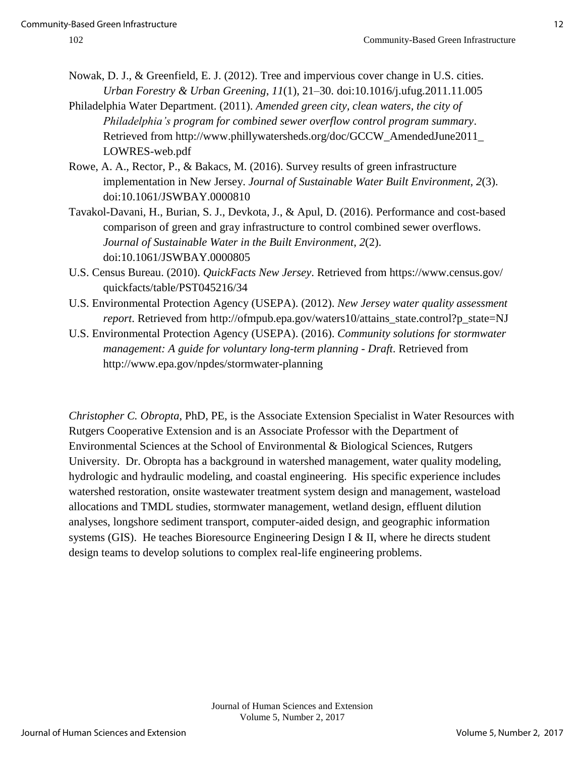Nowak, D. J., & Greenfield, E. J. (2012). Tree and impervious cover change in U.S. cities. *Urban Forestry & Urban Greening*, *11*(1), 21–30. doi:10.1016/j.ufug.2011.11.005

Philadelphia Water Department. (2011). *Amended green city, clean waters, the city of Philadelphia's program for combined sewer overflow control program summary*. Retrieved from http://www.phillywatersheds.org/doc/GCCW_AmendedJune2011_LOWRES-web.pdf

Rowe, A. A., Rector, P., & Bakacs, M. (2016). Survey results of green infrastructure implementation in New Jersey. *Journal of Sustainable Water Built Environment*, *2*(3). doi:10.1061/JSWBAY.0000810

Tavakol-Davani, H., Burian, S. J., Devkota, J., & Apul, D. (2016). Performance and cost-based comparison of green and gray infrastructure to control combined sewer overflows. *Journal of Sustainable Water in the Built Environment*, *2*(2). doi:10.1061/JSWBAY.0000805

U.S. Census Bureau. (2010). *QuickFacts New Jersey*. Retrieved from https://www.census.gov/quickfacts/table/PST045216/34

U.S. Environmental Protection Agency (USEPA). (2012). *New Jersey water quality assessment report*. Retrieved from http://ofmpub.epa.gov/waters10/attains_state.control?p_state=NJ

U.S. Environmental Protection Agency (USEPA). (2016). *Community solutions for stormwater management: A guide for voluntary long-term planning - Draft*. Retrieved from http://www.epa.gov/npdes/stormwater-planning

*Christopher C. Obropta*, PhD, PE, is the Associate Extension Specialist in Water Resources with Rutgers Cooperative Extension and is an Associate Professor with the Department of Environmental Sciences at the School of Environmental & Biological Sciences, Rutgers University. Dr. Obropta has a background in watershed management, water quality modeling, hydrologic and hydraulic modeling, and coastal engineering. His specific experience includes watershed restoration, onsite wastewater treatment system design and management, wasteload allocations and TMDL studies, stormwater management, wetland design, effluent dilution analyses, longshore sediment transport, computer-aided design, and geographic information systems (GIS). He teaches Bioresource Engineering Design I & II, where he directs student design teams to develop solutions to complex real-life engineering problems.